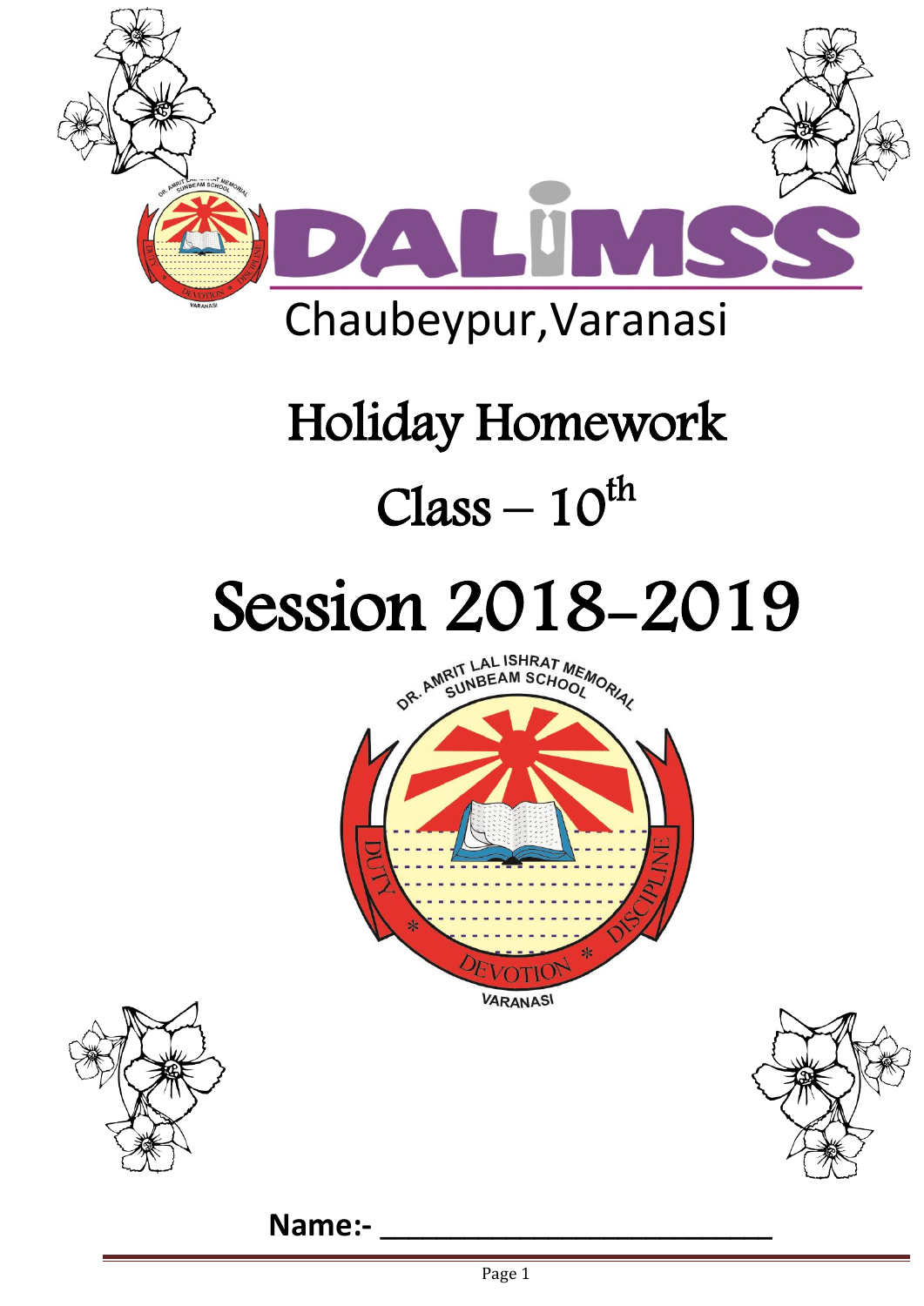# DALIMSS

Chaubeypur,Varanasi

# Holiday Homework

## Class – 10$^{th}$

# Session 2018-2019

DR. AMRIT LAL ISHRAT MEMORIAL SUNBEAM SCHOOL

DUTY * DEVOTION * DISCIPLINE

VARANASI

**Name:- \_\_\_\_\_\_\_\_\_\_\_\_\_\_\_\_\_\_\_\_\_\_\_\_\_\_\_\_\_\_**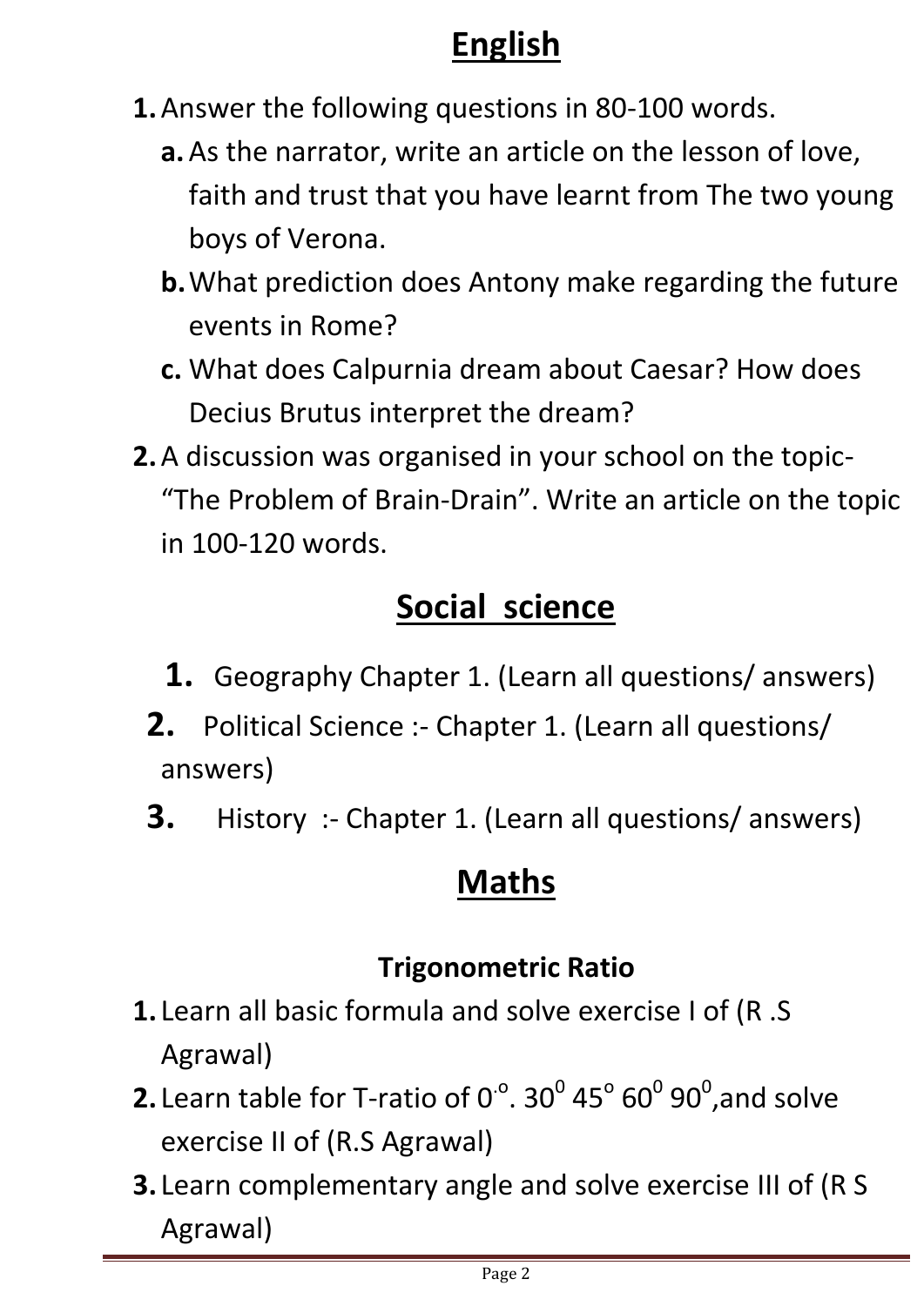## English

1. Answer the following questions in 80-100 words.
   a. As the narrator, write an article on the lesson of love, faith and trust that you have learnt from The two young boys of Verona.
   b. What prediction does Antony make regarding the future events in Rome?
   c. What does Calpurnia dream about Caesar? How does Decius Brutus interpret the dream?
2. A discussion was organised in your school on the topic- "The Problem of Brain-Drain". Write an article on the topic in 100-120 words.

## Social science

1. Geography Chapter 1. (Learn all questions/ answers)
2. Political Science :- Chapter 1. (Learn all questions/ answers)
3. History :- Chapter 1. (Learn all questions/ answers)

## Maths

### Trigonometric Ratio

1. Learn all basic formula and solve exercise I of (R .S Agrawal)
2. Learn table for T-ratio of $0^{o}$. $30^{0}$ $45^{o}$ $60^{0}$ $90^{0}$,and solve exercise II of (R.S Agrawal)
3. Learn complementary angle and solve exercise III of (R S Agrawal)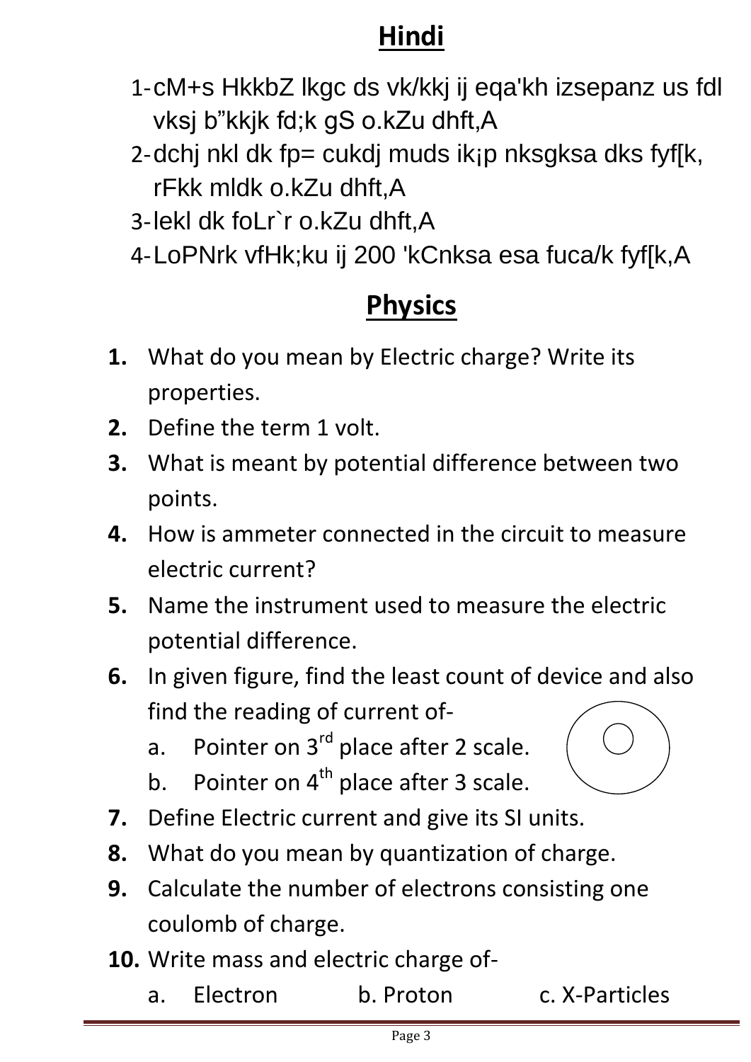## Hindi

1- cM+s HkkbZ lkgc ds vk/kkj ij eqa'kh izsepanz us fdl vksj b”kkjk fd;k gS o.kZu dhft,A
2- dchj nkl dk fp= cukdj muds ik¡p nksgksa dks fyf[k, rFkk mldk o.kZu dhft,A
3- lekl dk foLr`r o.kZu dhft,A
4- LoPNrk vfHk;ku ij 200 'kCnksa esa fuca/k fyf[k,A

## Physics

1. What do you mean by Electric charge? Write its properties.
2. Define the term 1 volt.
3. What is meant by potential difference between two points.
4. How is ammeter connected in the circuit to measure electric current?
5. Name the instrument used to measure the electric potential difference.
6. In given figure, find the least count of device and also find the reading of current of-
   a. Pointer on 3rd place after 2 scale.
   b. Pointer on 4th place after 3 scale.
7. Define Electric current and give its SI units.
8. What do you mean by quantization of charge.
9. Calculate the number of electrons consisting one coulomb of charge.
10. Write mass and electric charge of-
    a. Electron b. Proton c. X-Particles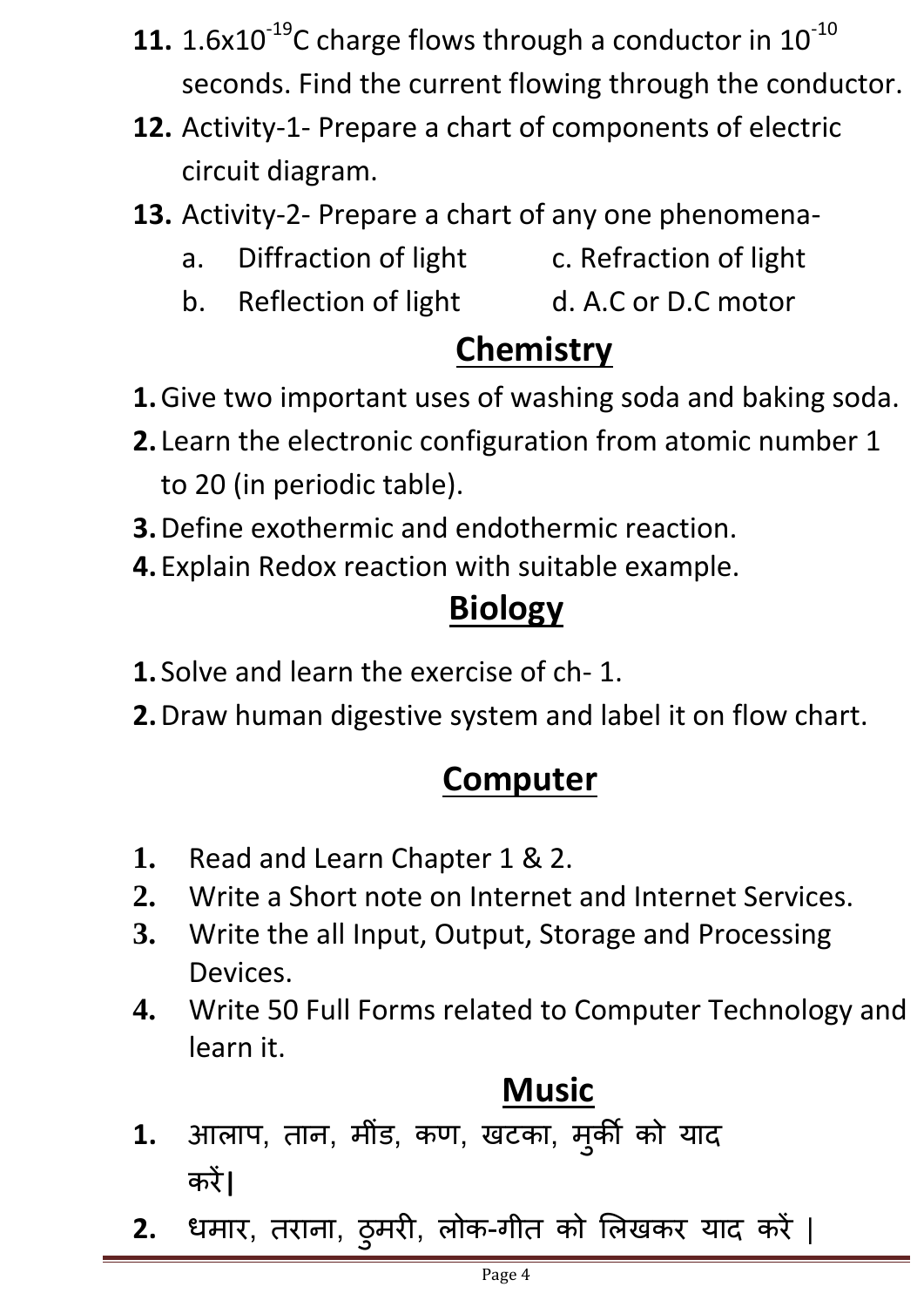11. $1.6 \times 10^{-19}$C charge flows through a conductor in $10^{-10}$ seconds. Find the current flowing through the conductor.
12. Activity-1- Prepare a chart of components of electric circuit diagram.
13. Activity-2- Prepare a chart of any one phenomena-
    a. Diffraction of light
    b. Reflection of light
    c. Refraction of light
    d. A.C or D.C motor

## Chemistry

1. Give two important uses of washing soda and baking soda.
2. Learn the electronic configuration from atomic number 1 to 20 (in periodic table).
3. Define exothermic and endothermic reaction.
4. Explain Redox reaction with suitable example.

## Biology

1. Solve and learn the exercise of ch- 1.
2. Draw human digestive system and label it on flow chart.

## Computer

1. Read and Learn Chapter 1 & 2.
2. Write a Short note on Internet and Internet Services.
3. Write the all Input, Output, Storage and Processing Devices.
4. Write 50 Full Forms related to Computer Technology and learn it.

## Music

1. आलाप, तान, मींड, कण, खटका, मुर्की को याद करें।
2. धमार, तराना, ठुमरी, लोक-गीत को लिखकर याद करें |